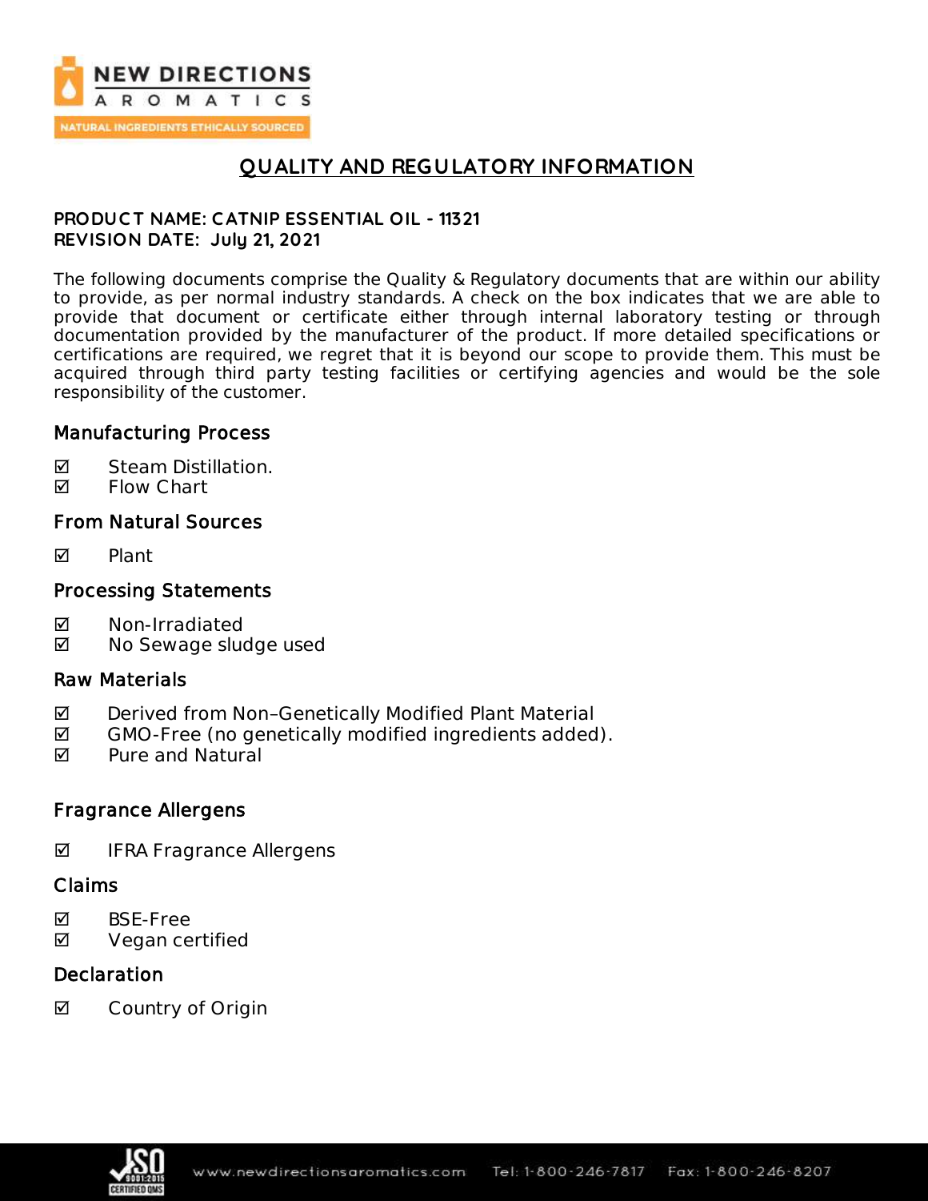NEW DIRECTIONS AROMATICS

NATURAL INGREDIENTS ETHICALLY SOURCED

# QUALITY AND REGULATORY INFORMATION

**PRODUCT NAME: CATNIP ESSENTIAL OIL - 11321**
**REVISION DATE: July 21, 2021**

The following documents comprise the Quality & Regulatory documents that are within our ability to provide, as per normal industry standards. A check on the box indicates that we are able to provide that document or certificate either through internal laboratory testing or through documentation provided by the manufacturer of the product. If more detailed specifications or certifications are required, we regret that it is beyond our scope to provide them. This must be acquired through third party testing facilities or certifying agencies and would be the sole responsibility of the customer.

## Manufacturing Process

- ☑ Steam Distillation.
- ☑ Flow Chart

## From Natural Sources

- ☑ Plant

## Processing Statements

- ☑ Non-Irradiated
- ☑ No Sewage sludge used

## Raw Materials

- ☑ Derived from Non–Genetically Modified Plant Material
- ☑ GMO-Free (no genetically modified ingredients added).
- ☑ Pure and Natural

## Fragrance Allergens

- ☑ IFRA Fragrance Allergens

## Claims

- ☑ BSE-Free
- ☑ Vegan certified

## Declaration

- ☑ Country of Origin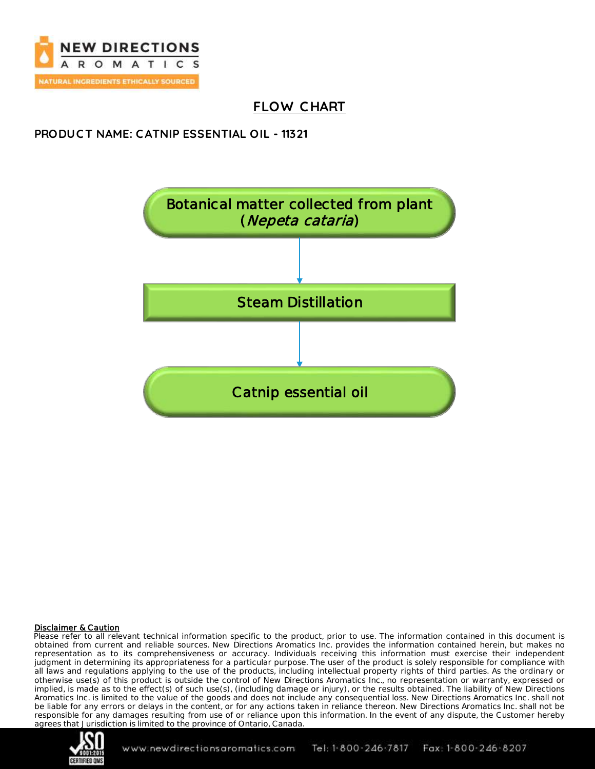# FLOW CHART

**PRODUCT NAME: CATNIP ESSENTIAL OIL - 11321**

Botanical matter collected from plant (*Nepeta cataria*)

↓

Steam Distillation

↓

Catnip essential oil

**Disclaimer & Caution**

Please refer to all relevant technical information specific to the product, prior to use. The information contained in this document is obtained from current and reliable sources. New Directions Aromatics Inc. provides the information contained herein, but makes no representation as to its comprehensiveness or accuracy. Individuals receiving this information must exercise their independent judgment in determining its appropriateness for a particular purpose. The user of the product is solely responsible for compliance with all laws and regulations applying to the use of the products, including intellectual property rights of third parties. As the ordinary or otherwise use(s) of this product is outside the control of New Directions Aromatics Inc., no representation or warranty, expressed or implied, is made as to the effect(s) of such use(s), (including damage or injury), or the results obtained. The liability of New Directions Aromatics Inc. is limited to the value of the goods and does not include any consequential loss. New Directions Aromatics Inc. shall not be liable for any errors or delays in the content, or for any actions taken in reliance thereon. New Directions Aromatics Inc. shall not be responsible for any damages resulting from use of or reliance upon this information. In the event of any dispute, the Customer hereby agrees that Jurisdiction is limited to the province of Ontario, Canada.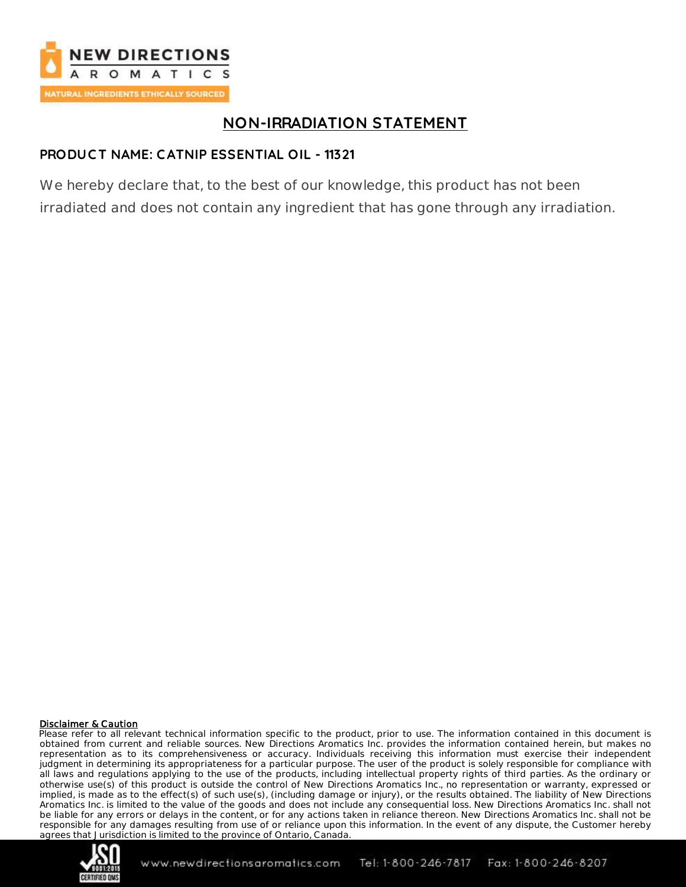# NON-IRRADIATION STATEMENT

**PRODUCT NAME: CATNIP ESSENTIAL OIL - 11321**

We hereby declare that, to the best of our knowledge, this product has not been irradiated and does not contain any ingredient that has gone through any irradiation.

**Disclaimer & Caution**

Please refer to all relevant technical information specific to the product, prior to use. The information contained in this document is obtained from current and reliable sources. New Directions Aromatics Inc. provides the information contained herein, but makes no representation as to its comprehensiveness or accuracy. Individuals receiving this information must exercise their independent judgment in determining its appropriateness for a particular purpose. The user of the product is solely responsible for compliance with all laws and regulations applying to the use of the products, including intellectual property rights of third parties. As the ordinary or otherwise use(s) of this product is outside the control of New Directions Aromatics Inc., no representation or warranty, expressed or implied, is made as to the effect(s) of such use(s), (including damage or injury), or the results obtained. The liability of New Directions Aromatics Inc. is limited to the value of the goods and does not include any consequential loss. New Directions Aromatics Inc. shall not be liable for any errors or delays in the content, or for any actions taken in reliance thereon. New Directions Aromatics Inc. shall not be responsible for any damages resulting from use of or reliance upon this information. In the event of any dispute, the Customer hereby agrees that Jurisdiction is limited to the province of Ontario, Canada.

www.newdirectionsaromatics.com Tel: 1-800-246-7817 Fax: 1-800-246-8207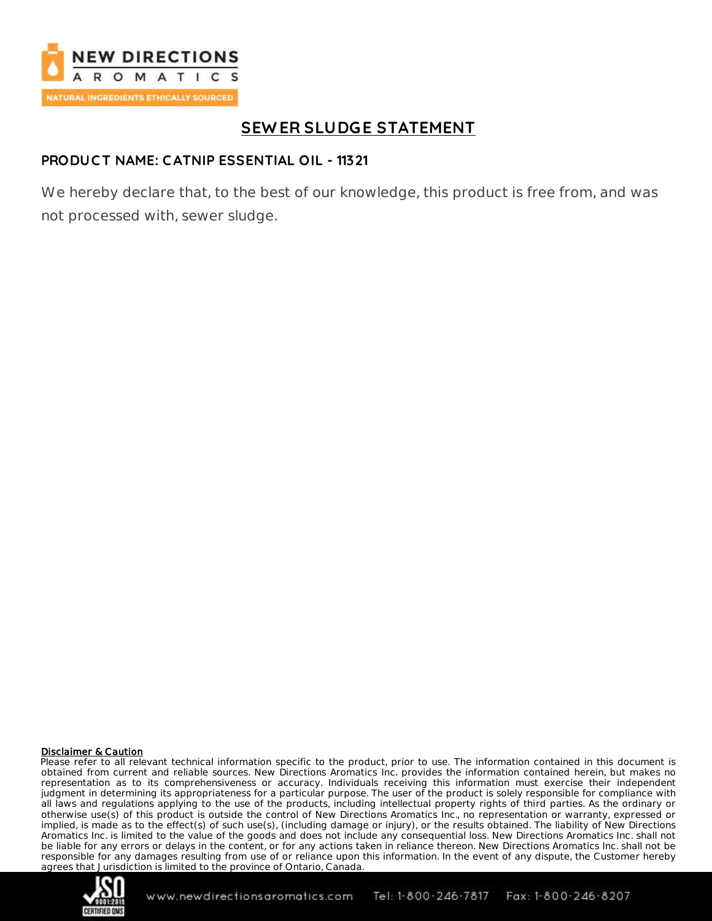## SEWER SLUDGE STATEMENT

**PRODUCT NAME: CATNIP ESSENTIAL OIL - 11321**

We hereby declare that, to the best of our knowledge, this product is free from, and was not processed with, sewer sludge.

**Disclaimer & Caution**

Please refer to all relevant technical information specific to the product, prior to use. The information contained in this document is obtained from current and reliable sources. New Directions Aromatics Inc. provides the information contained herein, but makes no representation as to its comprehensiveness or accuracy. Individuals receiving this information must exercise their independent judgment in determining its appropriateness for a particular purpose. The user of the product is solely responsible for compliance with all laws and regulations applying to the use of the products, including intellectual property rights of third parties. As the ordinary or otherwise use(s) of this product is outside the control of New Directions Aromatics Inc., no representation or warranty, expressed or implied, is made as to the effect(s) of such use(s), (including damage or injury), or the results obtained. The liability of New Directions Aromatics Inc. is limited to the value of the goods and does not include any consequential loss. New Directions Aromatics Inc. shall not be liable for any errors or delays in the content, or for any actions taken in reliance thereon. New Directions Aromatics Inc. shall not be responsible for any damages resulting from use of or reliance upon this information. In the event of any dispute, the Customer hereby agrees that Jurisdiction is limited to the province of Ontario, Canada.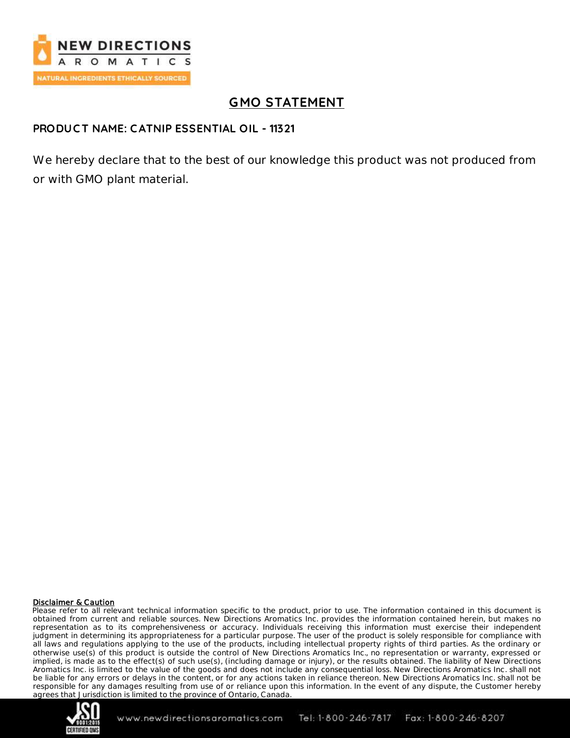# GMO STATEMENT

**PRODUCT NAME: CATNIP ESSENTIAL OIL - 11321**

We hereby declare that to the best of our knowledge this product was not produced from or with GMO plant material.

**Disclaimer & Caution**

Please refer to all relevant technical information specific to the product, prior to use. The information contained in this document is obtained from current and reliable sources. New Directions Aromatics Inc. provides the information contained herein, but makes no representation as to its comprehensiveness or accuracy. Individuals receiving this information must exercise their independent judgment in determining its appropriateness for a particular purpose. The user of the product is solely responsible for compliance with all laws and regulations applying to the use of the products, including intellectual property rights of third parties. As the ordinary or otherwise use(s) of this product is outside the control of New Directions Aromatics Inc., no representation or warranty, expressed or implied, is made as to the effect(s) of such use(s), (including damage or injury), or the results obtained. The liability of New Directions Aromatics Inc. is limited to the value of the goods and does not include any consequential loss. New Directions Aromatics Inc. shall not be liable for any errors or delays in the content, or for any actions taken in reliance thereon. New Directions Aromatics Inc. shall not be responsible for any damages resulting from use of or reliance upon this information. In the event of any dispute, the Customer hereby agrees that Jurisdiction is limited to the province of Ontario, Canada.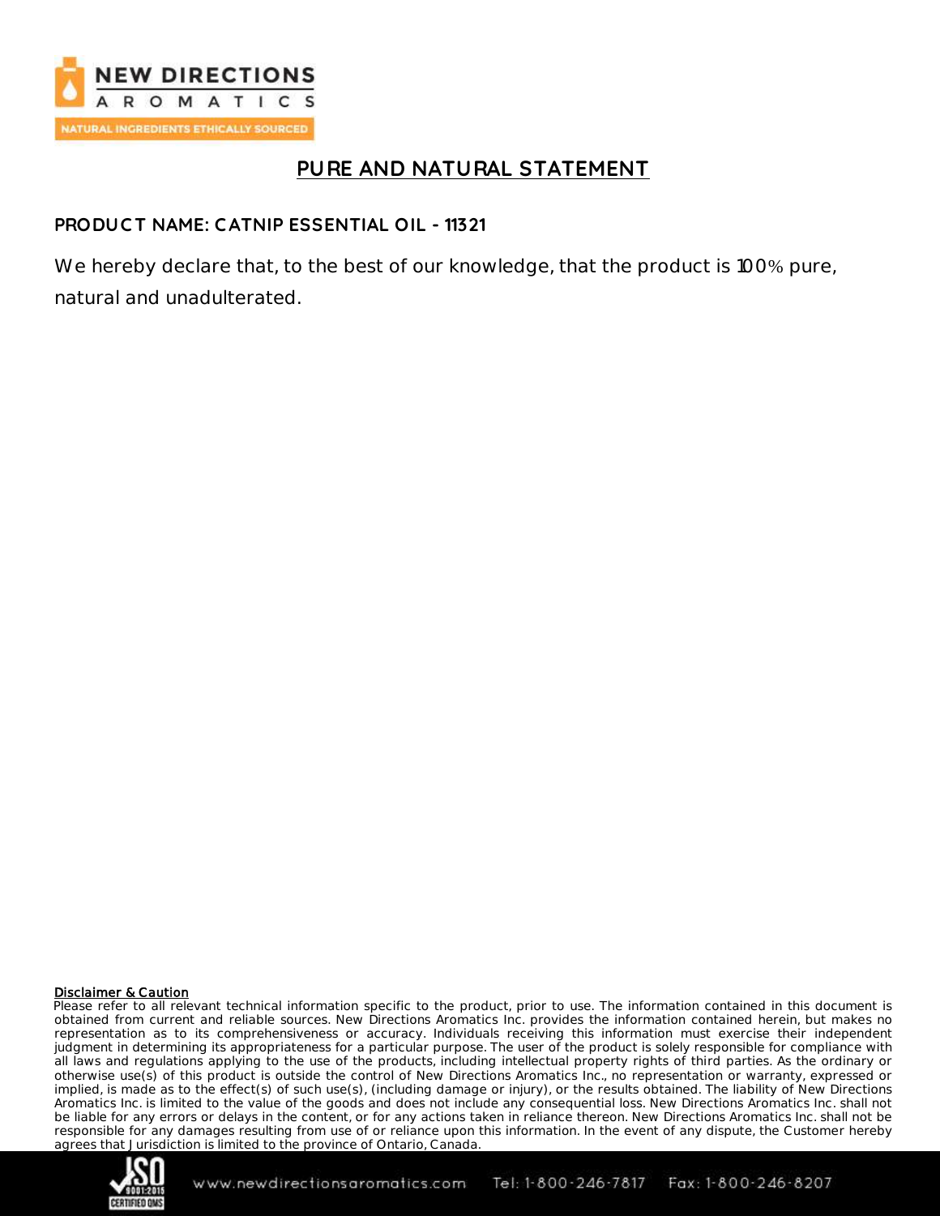# PURE AND NATURAL STATEMENT

**PRODUCT NAME: CATNIP ESSENTIAL OIL - 11321**

We hereby declare that, to the best of our knowledge, that the product is 100% pure, natural and unadulterated.

**Disclaimer & Caution**

Please refer to all relevant technical information specific to the product, prior to use. The information contained in this document is obtained from current and reliable sources. New Directions Aromatics Inc. provides the information contained herein, but makes no representation as to its comprehensiveness or accuracy. Individuals receiving this information must exercise their independent judgment in determining its appropriateness for a particular purpose. The user of the product is solely responsible for compliance with all laws and regulations applying to the use of the products, including intellectual property rights of third parties. As the ordinary or otherwise use(s) of this product is outside the control of New Directions Aromatics Inc., no representation or warranty, expressed or implied, is made as to the effect(s) of such use(s), (including damage or injury), or the results obtained. The liability of New Directions Aromatics Inc. is limited to the value of the goods and does not include any consequential loss. New Directions Aromatics Inc. shall not be liable for any errors or delays in the content, or for any actions taken in reliance thereon. New Directions Aromatics Inc. shall not be responsible for any damages resulting from use of or reliance upon this information. In the event of any dispute, the Customer hereby agrees that Jurisdiction is limited to the province of Ontario, Canada.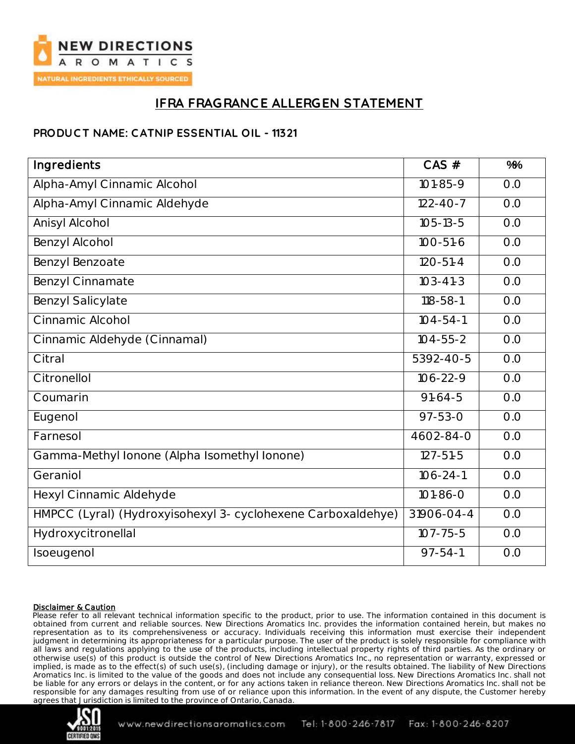# IFRA FRAGRANCE ALLERGEN STATEMENT

**PRODUCT NAME: CATNIP ESSENTIAL OIL - 11321**

| Ingredients | CAS # | % |
|---|---|---|
| Alpha-Amyl Cinnamic Alcohol | 101-85-9 | 0.0 |
| Alpha-Amyl Cinnamic Aldehyde | 122-40-7 | 0.0 |
| Anisyl Alcohol | 105-13-5 | 0.0 |
| Benzyl Alcohol | 100-51-6 | 0.0 |
| Benzyl Benzoate | 120-51-4 | 0.0 |
| Benzyl Cinnamate | 103-41-3 | 0.0 |
| Benzyl Salicylate | 118-58-1 | 0.0 |
| Cinnamic Alcohol | 104-54-1 | 0.0 |
| Cinnamic Aldehyde (Cinnamal) | 104-55-2 | 0.0 |
| Citral | 5392-40-5 | 0.0 |
| Citronellol | 106-22-9 | 0.0 |
| Coumarin | 91-64-5 | 0.0 |
| Eugenol | 97-53-0 | 0.0 |
| Farnesol | 4602-84-0 | 0.0 |
| Gamma-Methyl Ionone (Alpha Isomethyl Ionone) | 127-51-5 | 0.0 |
| Geraniol | 106-24-1 | 0.0 |
| Hexyl Cinnamic Aldehyde | 101-86-0 | 0.0 |
| HMPCC (Lyral) (Hydroxyisohexyl 3- cyclohexene Carboxaldehye) | 31906-04-4 | 0.0 |
| Hydroxycitronellal | 107-75-5 | 0.0 |
| Isoeugenol | 97-54-1 | 0.0 |

**Disclaimer & Caution**

Please refer to all relevant technical information specific to the product, prior to use. The information contained in this document is obtained from current and reliable sources. New Directions Aromatics Inc. provides the information contained herein, but makes no representation as to its comprehensiveness or accuracy. Individuals receiving this information must exercise their independent judgment in determining its appropriateness for a particular purpose. The user of the product is solely responsible for compliance with all laws and regulations applying to the use of the products, including intellectual property rights of third parties. As the ordinary or otherwise use(s) of this product is outside the control of New Directions Aromatics Inc., no representation or warranty, expressed or implied, is made as to the effect(s) of such use(s), (including damage or injury), or the results obtained. The liability of New Directions Aromatics Inc. is limited to the value of the goods and does not include any consequential loss. New Directions Aromatics Inc. shall not be liable for any errors or delays in the content, or for any actions taken in reliance thereon. New Directions Aromatics Inc. shall not be responsible for any damages resulting from use of or reliance upon this information. In the event of any dispute, the Customer hereby agrees that Jurisdiction is limited to the province of Ontario, Canada.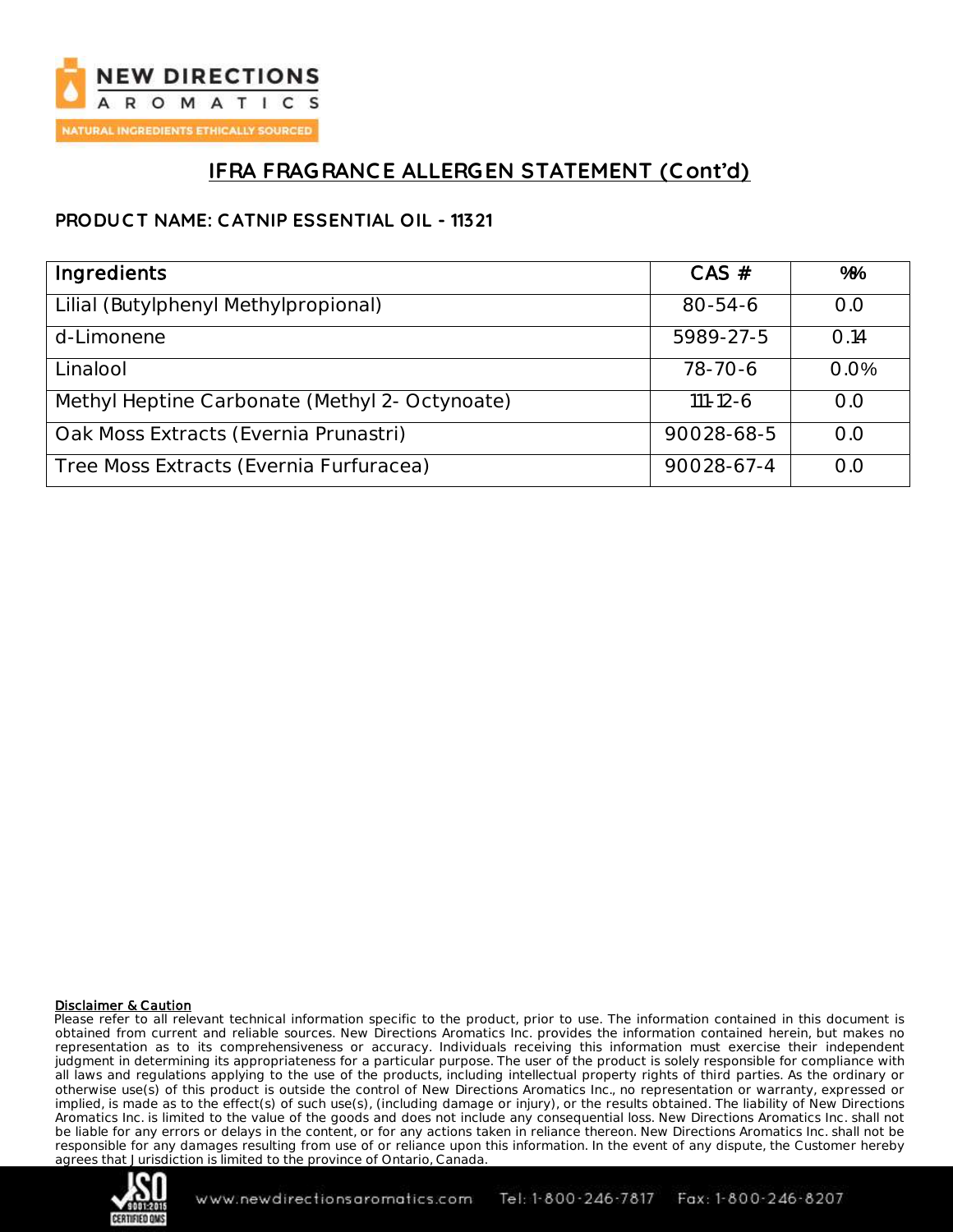## IFRA FRAGRANCE ALLERGEN STATEMENT (Cont'd)

**PRODUCT NAME: CATNIP ESSENTIAL OIL - 11321**

| Ingredients | CAS # | %% |
|---|---|---|
| Lilial (Butylphenyl Methylpropional) | 80-54-6 | 0.0 |
| d-Limonene | 5989-27-5 | 0.14 |
| Linalool | 78-70-6 | 0.0% |
| Methyl Heptine Carbonate (Methyl 2- Octynoate) | 111-12-6 | 0.0 |
| Oak Moss Extracts (Evernia Prunastri) | 90028-68-5 | 0.0 |
| Tree Moss Extracts (Evernia Furfuracea) | 90028-67-4 | 0.0 |

**Disclaimer & Caution**

Please refer to all relevant technical information specific to the product, prior to use. The information contained in this document is obtained from current and reliable sources. New Directions Aromatics Inc. provides the information contained herein, but makes no representation as to its comprehensiveness or accuracy. Individuals receiving this information must exercise their independent judgment in determining its appropriateness for a particular purpose. The user of the product is solely responsible for compliance with all laws and regulations applying to the use of the products, including intellectual property rights of third parties. As the ordinary or otherwise use(s) of this product is outside the control of New Directions Aromatics Inc., no representation or warranty, expressed or implied, is made as to the effect(s) of such use(s), (including damage or injury), or the results obtained. The liability of New Directions Aromatics Inc. is limited to the value of the goods and does not include any consequential loss. New Directions Aromatics Inc. shall not be liable for any errors or delays in the content, or for any actions taken in reliance thereon. New Directions Aromatics Inc. shall not be responsible for any damages resulting from use of or reliance upon this information. In the event of any dispute, the Customer hereby agrees that Jurisdiction is limited to the province of Ontario, Canada.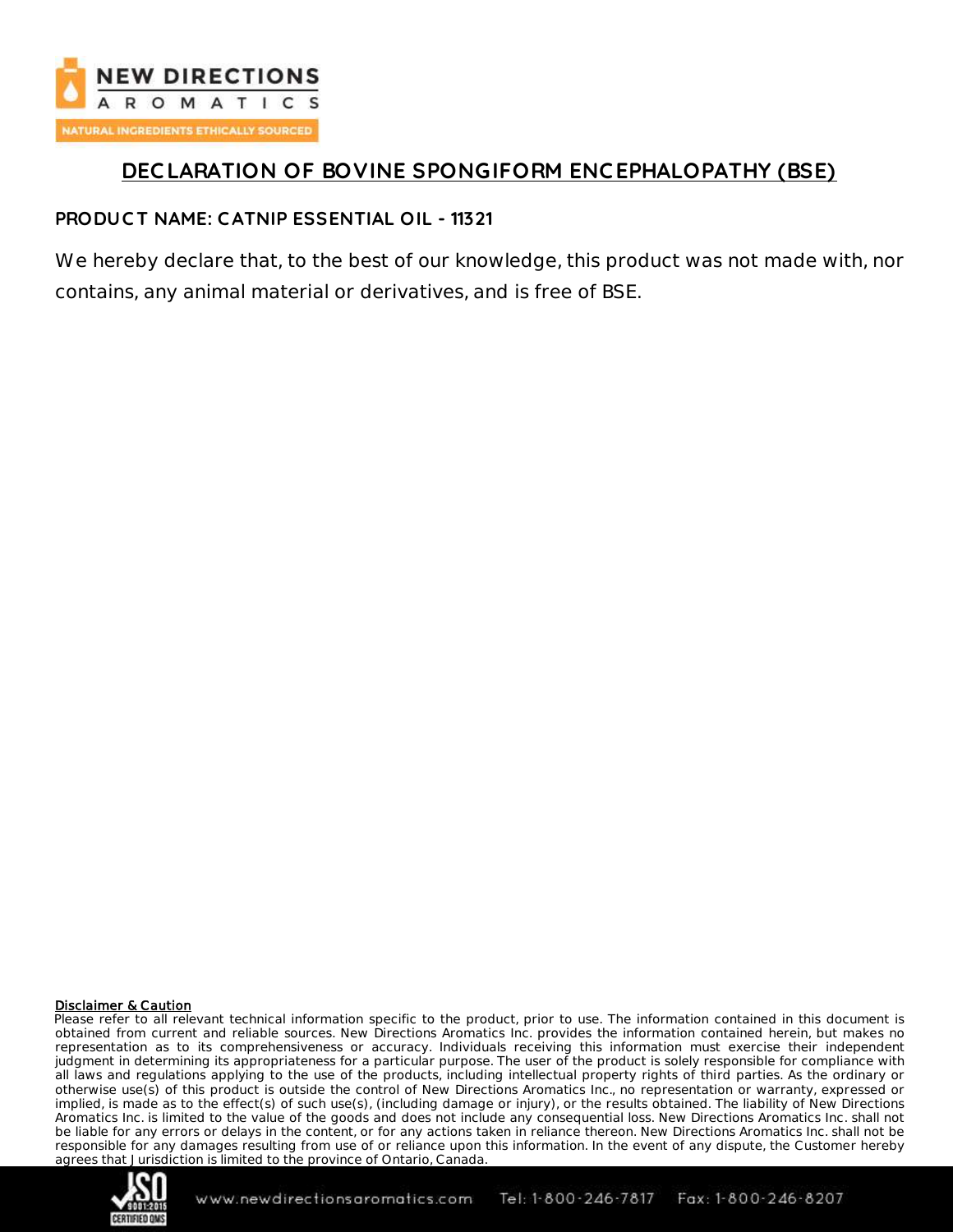# DECLARATION OF BOVINE SPONGIFORM ENCEPHALOPATHY (BSE)

**PRODUCT NAME: CATNIP ESSENTIAL OIL - 11321**

We hereby declare that, to the best of our knowledge, this product was not made with, nor contains, any animal material or derivatives, and is free of BSE.

**Disclaimer & Caution**

Please refer to all relevant technical information specific to the product, prior to use. The information contained in this document is obtained from current and reliable sources. New Directions Aromatics Inc. provides the information contained herein, but makes no representation as to its comprehensiveness or accuracy. Individuals receiving this information must exercise their independent judgment in determining its appropriateness for a particular purpose. The user of the product is solely responsible for compliance with all laws and regulations applying to the use of the products, including intellectual property rights of third parties. As the ordinary or otherwise use(s) of this product is outside the control of New Directions Aromatics Inc., no representation or warranty, expressed or implied, is made as to the effect(s) of such use(s), (including damage or injury), or the results obtained. The liability of New Directions Aromatics Inc. is limited to the value of the goods and does not include any consequential loss. New Directions Aromatics Inc. shall not be liable for any errors or delays in the content, or for any actions taken in reliance thereon. New Directions Aromatics Inc. shall not be responsible for any damages resulting from use of or reliance upon this information. In the event of any dispute, the Customer hereby agrees that Jurisdiction is limited to the province of Ontario, Canada.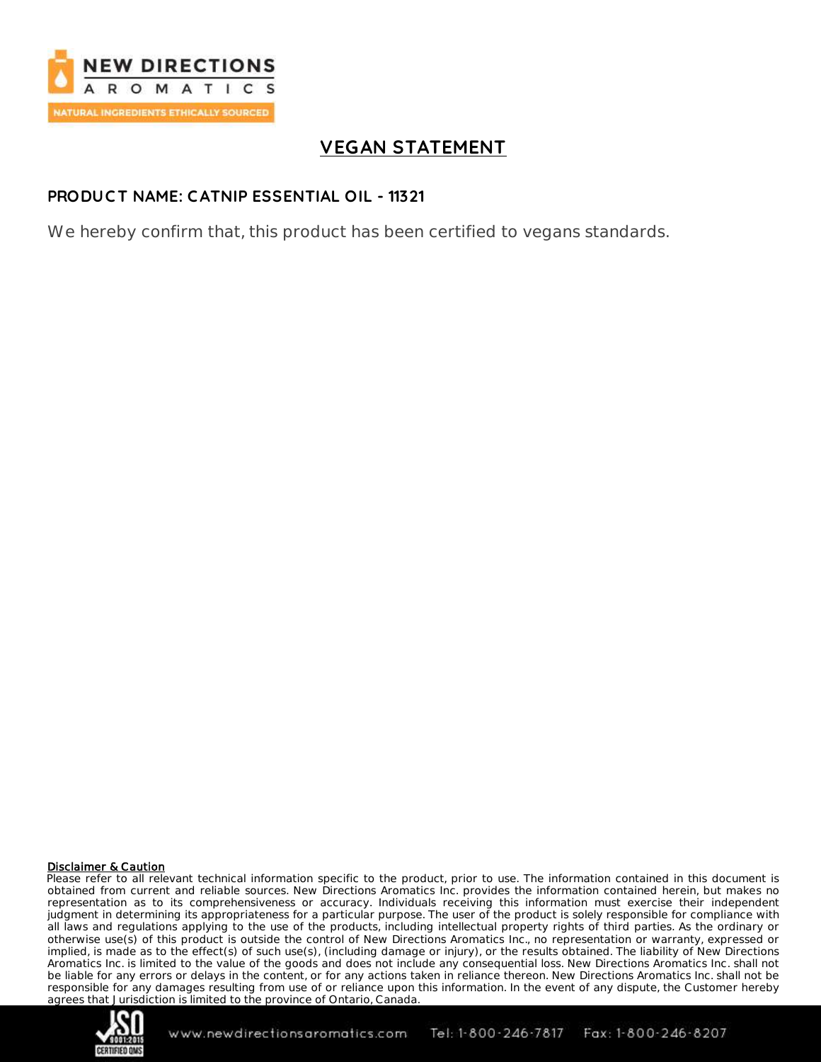# VEGAN STATEMENT

**PRODUCT NAME: CATNIP ESSENTIAL OIL - 11321**

We hereby confirm that, this product has been certified to vegans standards.

**Disclaimer & Caution**

Please refer to all relevant technical information specific to the product, prior to use. The information contained in this document is obtained from current and reliable sources. New Directions Aromatics Inc. provides the information contained herein, but makes no representation as to its comprehensiveness or accuracy. Individuals receiving this information must exercise their independent judgment in determining its appropriateness for a particular purpose. The user of the product is solely responsible for compliance with all laws and regulations applying to the use of the products, including intellectual property rights of third parties. As the ordinary or otherwise use(s) of this product is outside the control of New Directions Aromatics Inc., no representation or warranty, expressed or implied, is made as to the effect(s) of such use(s), (including damage or injury), or the results obtained. The liability of New Directions Aromatics Inc. is limited to the value of the goods and does not include any consequential loss. New Directions Aromatics Inc. shall not be liable for any errors or delays in the content, or for any actions taken in reliance thereon. New Directions Aromatics Inc. shall not be responsible for any damages resulting from use of or reliance upon this information. In the event of any dispute, the Customer hereby agrees that Jurisdiction is limited to the province of Ontario, Canada.

www.newdirectionsaromatics.com Tel: 1-800-246-7817 Fax: 1-800-246-8207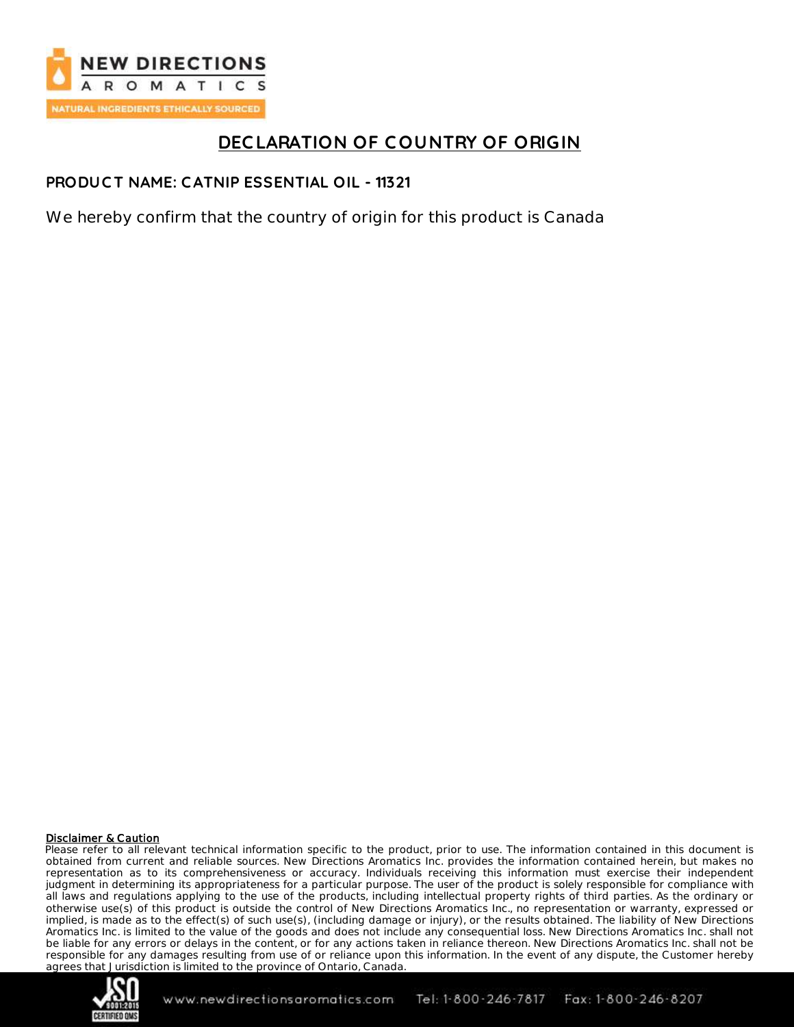# DECLARATION OF COUNTRY OF ORIGIN

**PRODUCT NAME: CATNIP ESSENTIAL OIL - 11321**

We hereby confirm that the country of origin for this product is Canada

**Disclaimer & Caution**

Please refer to all relevant technical information specific to the product, prior to use. The information contained in this document is obtained from current and reliable sources. New Directions Aromatics Inc. provides the information contained herein, but makes no representation as to its comprehensiveness or accuracy. Individuals receiving this information must exercise their independent judgment in determining its appropriateness for a particular purpose. The user of the product is solely responsible for compliance with all laws and regulations applying to the use of the products, including intellectual property rights of third parties. As the ordinary or otherwise use(s) of this product is outside the control of New Directions Aromatics Inc., no representation or warranty, expressed or implied, is made as to the effect(s) of such use(s), (including damage or injury), or the results obtained. The liability of New Directions Aromatics Inc. is limited to the value of the goods and does not include any consequential loss. New Directions Aromatics Inc. shall not be liable for any errors or delays in the content, or for any actions taken in reliance thereon. New Directions Aromatics Inc. shall not be responsible for any damages resulting from use of or reliance upon this information. In the event of any dispute, the Customer hereby agrees that Jurisdiction is limited to the province of Ontario, Canada.